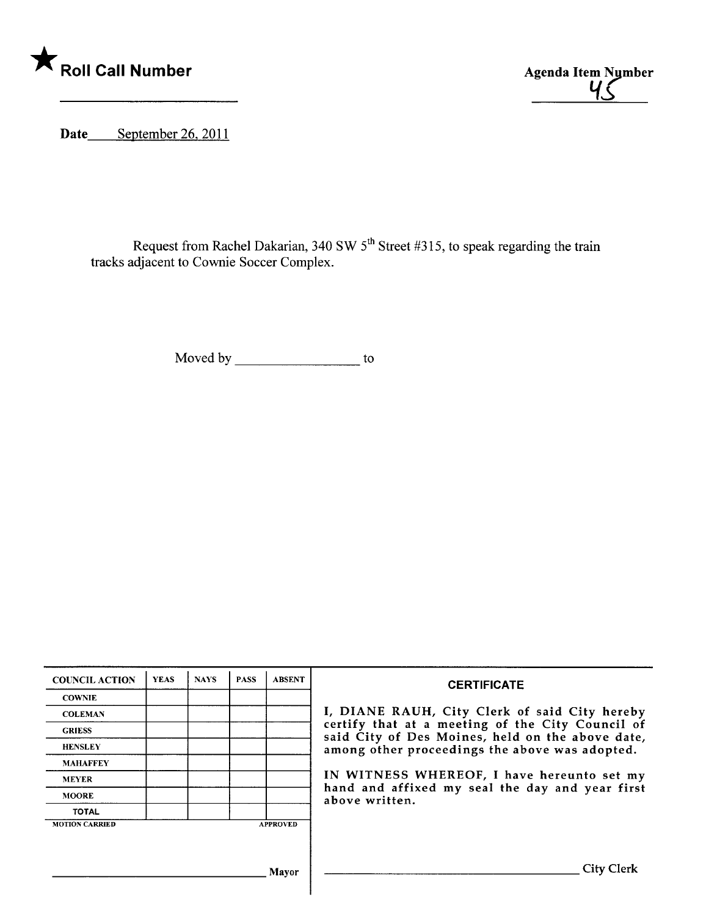★ **Roll Call Number**

**Agenda Item Number**
45

**Date** September 26, 2011

Request from Rachel Dakarian, 340 SW 5th Street #315, to speak regarding the train tracks adjacent to Cownie Soccer Complex.

Moved by ________________ to

| COUNCIL ACTION | YEAS | NAYS | PASS | ABSENT |
|---|---|---|---|---|
| COWNIE | | | | |
| COLEMAN | | | | |
| GRIESS | | | | |
| HENSLEY | | | | |
| MAHAFFEY | | | | |
| MEYER | | | | |
| MOORE | | | | |
| TOTAL | | | | |
| MOTION CARRIED | | | | APPROVED |

________________________________ Mayor

**CERTIFICATE**

I, DIANE RAUH, City Clerk of said City hereby certify that at a meeting of the City Council of said City of Des Moines, held on the above date, among other proceedings the above was adopted.

IN WITNESS WHEREOF, I have hereunto set my hand and affixed my seal the day and year first above written.

________________________________ City Clerk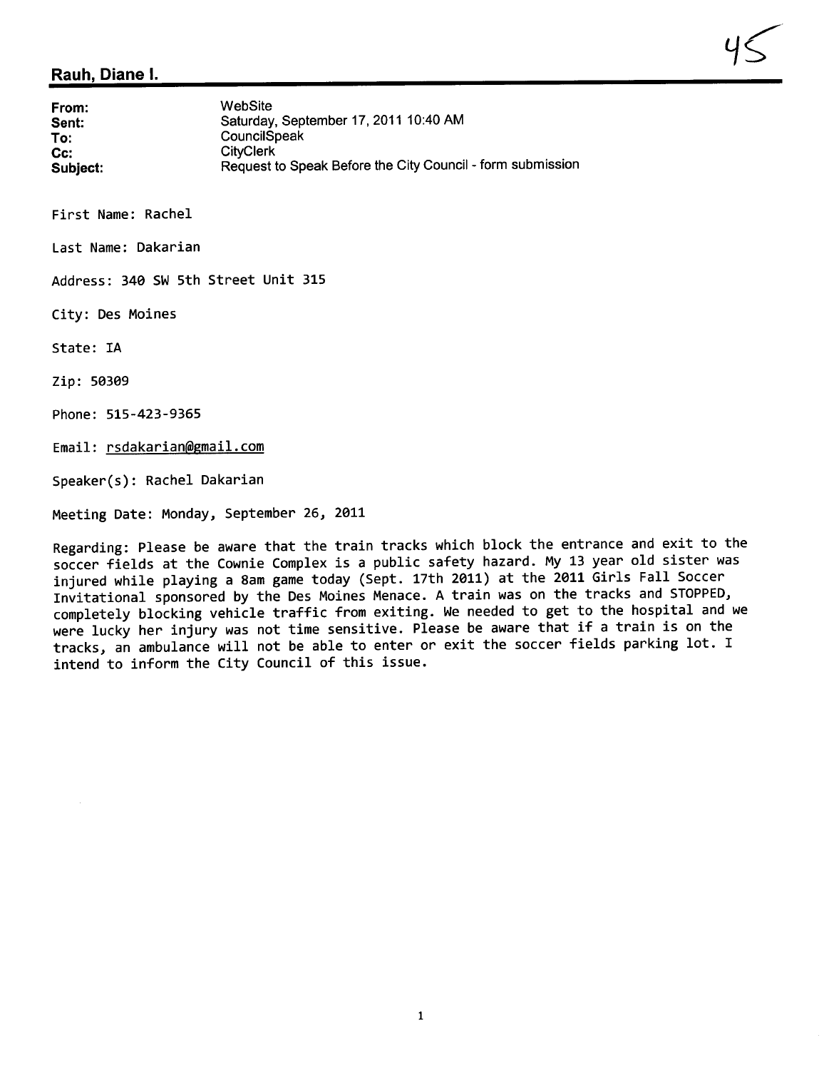## Rauh, Diane I.

45

| | |
|---|---|
| **From:** | WebSite |
| **Sent:** | Saturday, September 17, 2011 10:40 AM |
| **To:** | CouncilSpeak |
| **Cc:** | CityClerk |
| **Subject:** | Request to Speak Before the City Council - form submission |

First Name: Rachel

Last Name: Dakarian

Address: 340 SW 5th Street Unit 315

City: Des Moines

State: IA

Zip: 50309

Phone: 515-423-9365

Email: rsdakarian@gmail.com

Speaker(s): Rachel Dakarian

Meeting Date: Monday, September 26, 2011

Regarding: Please be aware that the train tracks which block the entrance and exit to the soccer fields at the Cownie Complex is a public safety hazard. My 13 year old sister was injured while playing a 8am game today (Sept. 17th 2011) at the 2011 Girls Fall Soccer Invitational sponsored by the Des Moines Menace. A train was on the tracks and STOPPED, completely blocking vehicle traffic from exiting. We needed to get to the hospital and we were lucky her injury was not time sensitive. Please be aware that if a train is on the tracks, an ambulance will not be able to enter or exit the soccer fields parking lot. I intend to inform the City Council of this issue.